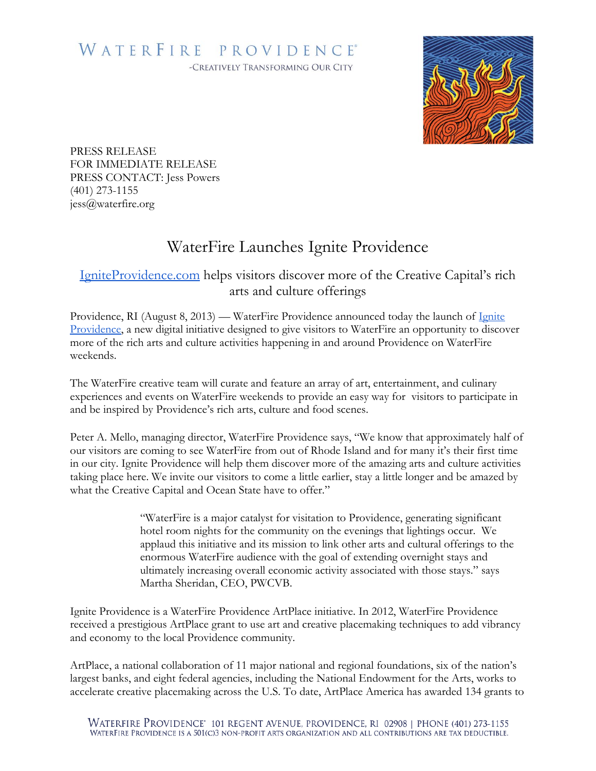WATERFIRE PROVIDENCE®

-CREATIVELY TRANSFORMING OUR CITY

PRESS RELEASE
FOR IMMEDIATE RELEASE
PRESS CONTACT: Jess Powers
(401) 273-1155
jess@waterfire.org

# WaterFire Launches Ignite Providence

## IgniteProvidence.com helps visitors discover more of the Creative Capital's rich arts and culture offerings

Providence, RI (August 8, 2013) — WaterFire Providence announced today the launch of Ignite Providence, a new digital initiative designed to give visitors to WaterFire an opportunity to discover more of the rich arts and culture activities happening in and around Providence on WaterFire weekends.

The WaterFire creative team will curate and feature an array of art, entertainment, and culinary experiences and events on WaterFire weekends to provide an easy way for visitors to participate in and be inspired by Providence's rich arts, culture and food scenes.

Peter A. Mello, managing director, WaterFire Providence says, "We know that approximately half of our visitors are coming to see WaterFire from out of Rhode Island and for many it's their first time in our city. Ignite Providence will help them discover more of the amazing arts and culture activities taking place here. We invite our visitors to come a little earlier, stay a little longer and be amazed by what the Creative Capital and Ocean State have to offer."

> "WaterFire is a major catalyst for visitation to Providence, generating significant hotel room nights for the community on the evenings that lightings occur. We applaud this initiative and its mission to link other arts and cultural offerings to the enormous WaterFire audience with the goal of extending overnight stays and ultimately increasing overall economic activity associated with those stays." says Martha Sheridan, CEO, PWCVB.

Ignite Providence is a WaterFire Providence ArtPlace initiative. In 2012, WaterFire Providence received a prestigious ArtPlace grant to use art and creative placemaking techniques to add vibrancy and economy to the local Providence community.

ArtPlace, a national collaboration of 11 major national and regional foundations, six of the nation's largest banks, and eight federal agencies, including the National Endowment for the Arts, works to accelerate creative placemaking across the U.S. To date, ArtPlace America has awarded 134 grants to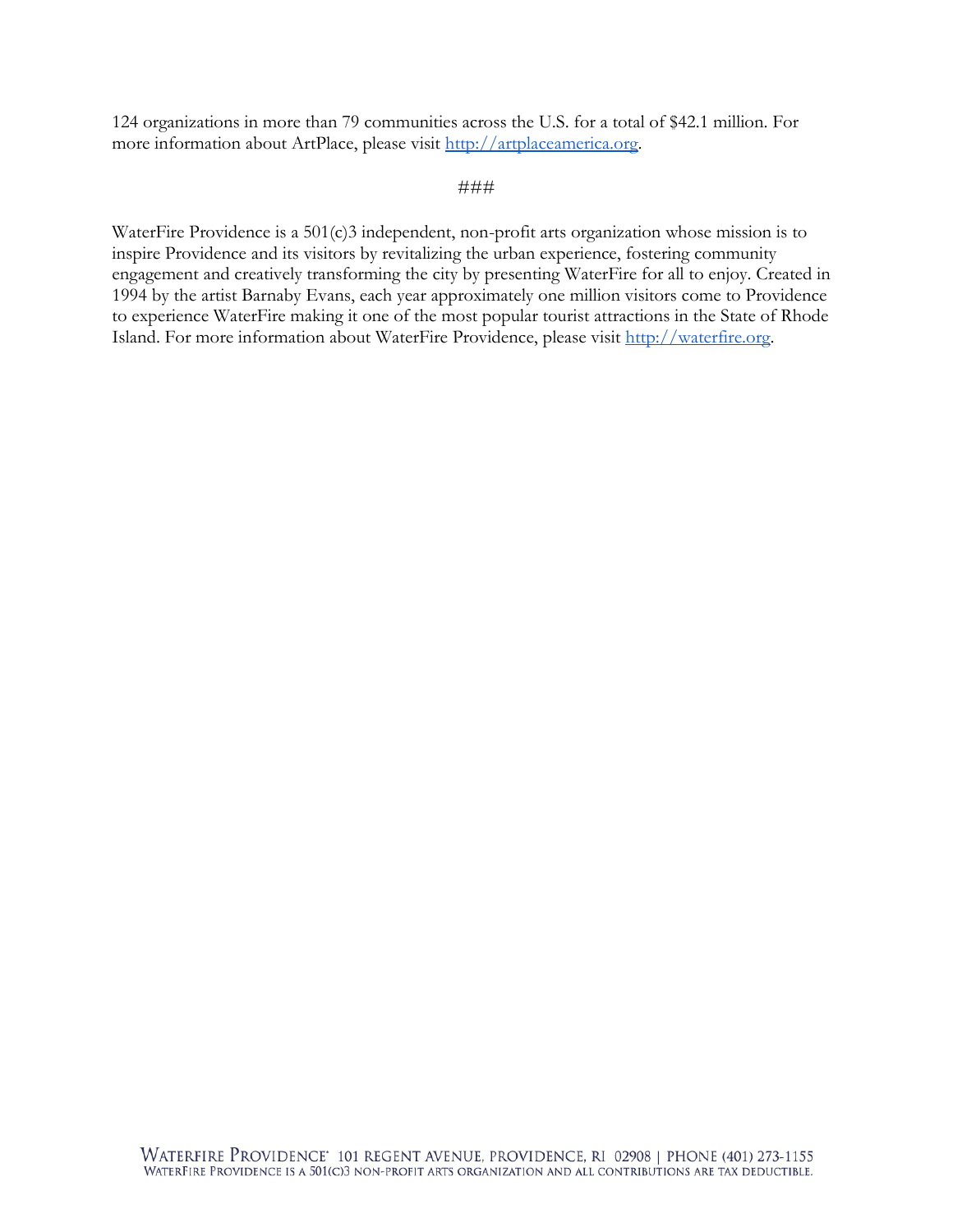124 organizations in more than 79 communities across the U.S. for a total of $42.1 million. For more information about ArtPlace, please visit http://artplaceamerica.org.

###

WaterFire Providence is a 501(c)3 independent, non-profit arts organization whose mission is to inspire Providence and its visitors by revitalizing the urban experience, fostering community engagement and creatively transforming the city by presenting WaterFire for all to enjoy. Created in 1994 by the artist Barnaby Evans, each year approximately one million visitors come to Providence to experience WaterFire making it one of the most popular tourist attractions in the State of Rhode Island. For more information about WaterFire Providence, please visit http://waterfire.org.